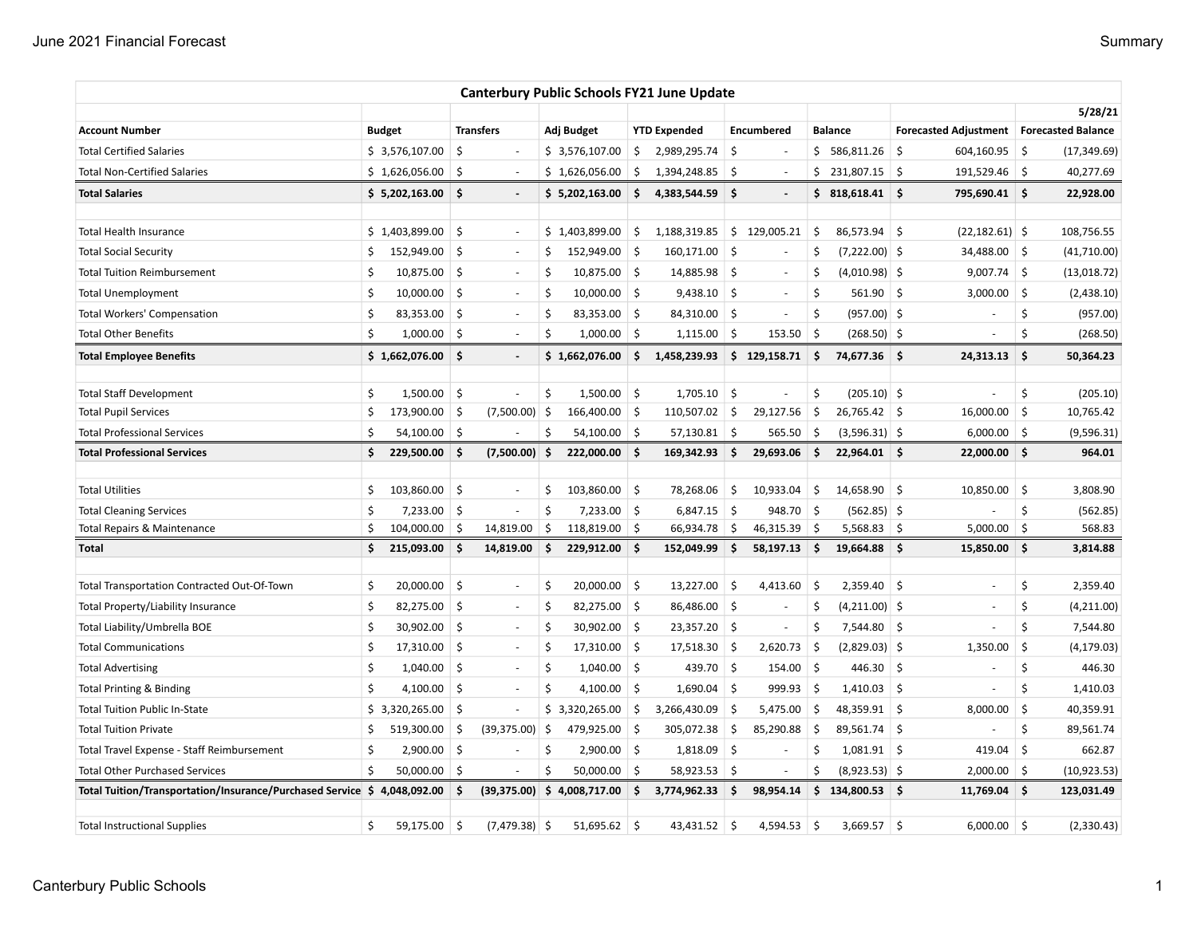| Canterbury Public Schools FY21 June Update | | | | | | | | |
|---|---|---|---|---|---|---|---|---|
| | | | | | | | | 5/28/21 |
| **Account Number** | **Budget** | **Transfers** | **Adj Budget** | **YTD Expended** | **Encumbered** | **Balance** | **Forecasted Adjustment** | **Forecasted Balance** |
| Total Certified Salaries | $ 3,576,107.00 | $ - | $ 3,576,107.00 | $ 2,989,295.74 | $ - | $ 586,811.26 | $ 604,160.95 | $ (17,349.69) |
| Total Non-Certified Salaries | $ 1,626,056.00 | $ - | $ 1,626,056.00 | $ 1,394,248.85 | $ - | $ 231,807.15 | $ 191,529.46 | $ 40,277.69 |
| **Total Salaries** | **$ 5,202,163.00** | **$ -** | **$ 5,202,163.00** | **$ 4,383,544.59** | **$ -** | **$ 818,618.41** | **$ 795,690.41** | **$ 22,928.00** |
| | | | | | | | | |
| Total Health Insurance | $ 1,403,899.00 | $ - | $ 1,403,899.00 | $ 1,188,319.85 | $ 129,005.21 | $ 86,573.94 | $ (22,182.61) | $ 108,756.55 |
| Total Social Security | $ 152,949.00 | $ - | $ 152,949.00 | $ 160,171.00 | $ - | $ (7,222.00) | $ 34,488.00 | $ (41,710.00) |
| Total Tuition Reimbursement | $ 10,875.00 | $ - | $ 10,875.00 | $ 14,885.98 | $ - | $ (4,010.98) | $ 9,007.74 | $ (13,018.72) |
| Total Unemployment | $ 10,000.00 | $ - | $ 10,000.00 | $ 9,438.10 | $ - | $ 561.90 | $ 3,000.00 | $ (2,438.10) |
| Total Workers' Compensation | $ 83,353.00 | $ - | $ 83,353.00 | $ 84,310.00 | $ - | $ (957.00) | $ - | $ (957.00) |
| Total Other Benefits | $ 1,000.00 | $ - | $ 1,000.00 | $ 1,115.00 | $ 153.50 | $ (268.50) | $ - | $ (268.50) |
| **Total Employee Benefits** | **$ 1,662,076.00** | **$ -** | **$ 1,662,076.00** | **$ 1,458,239.93** | **$ 129,158.71** | **$ 74,677.36** | **$ 24,313.13** | **$ 50,364.23** |
| | | | | | | | | |
| Total Staff Development | $ 1,500.00 | $ - | $ 1,500.00 | $ 1,705.10 | $ - | $ (205.10) | $ - | $ (205.10) |
| Total Pupil Services | $ 173,900.00 | $ (7,500.00) | $ 166,400.00 | $ 110,507.02 | $ 29,127.56 | $ 26,765.42 | $ 16,000.00 | $ 10,765.42 |
| Total Professional Services | $ 54,100.00 | $ - | $ 54,100.00 | $ 57,130.81 | $ 565.50 | $ (3,596.31) | $ 6,000.00 | $ (9,596.31) |
| **Total Professional Services** | **$ 229,500.00** | **$ (7,500.00)** | **$ 222,000.00** | **$ 169,342.93** | **$ 29,693.06** | **$ 22,964.01** | **$ 22,000.00** | **$ 964.01** |
| | | | | | | | | |
| Total Utilities | $ 103,860.00 | $ - | $ 103,860.00 | $ 78,268.06 | $ 10,933.04 | $ 14,658.90 | $ 10,850.00 | $ 3,808.90 |
| Total Cleaning Services | $ 7,233.00 | $ - | $ 7,233.00 | $ 6,847.15 | $ 948.70 | $ (562.85) | $ - | $ (562.85) |
| Total Repairs & Maintenance | $ 104,000.00 | $ 14,819.00 | $ 118,819.00 | $ 66,934.78 | $ 46,315.39 | $ 5,568.83 | $ 5,000.00 | $ 568.83 |
| **Total** | **$ 215,093.00** | **$ 14,819.00** | **$ 229,912.00** | **$ 152,049.99** | **$ 58,197.13** | **$ 19,664.88** | **$ 15,850.00** | **$ 3,814.88** |
| | | | | | | | | |
| Total Transportation Contracted Out-Of-Town | $ 20,000.00 | $ - | $ 20,000.00 | $ 13,227.00 | $ 4,413.60 | $ 2,359.40 | $ - | $ 2,359.40 |
| Total Property/Liability Insurance | $ 82,275.00 | $ - | $ 82,275.00 | $ 86,486.00 | $ - | $ (4,211.00) | $ - | $ (4,211.00) |
| Total Liability/Umbrella BOE | $ 30,902.00 | $ - | $ 30,902.00 | $ 23,357.20 | $ - | $ 7,544.80 | $ - | $ 7,544.80 |
| Total Communications | $ 17,310.00 | $ - | $ 17,310.00 | $ 17,518.30 | $ 2,620.73 | $ (2,829.03) | $ 1,350.00 | $ (4,179.03) |
| Total Advertising | $ 1,040.00 | $ - | $ 1,040.00 | $ 439.70 | $ 154.00 | $ 446.30 | $ - | $ 446.30 |
| Total Printing & Binding | $ 4,100.00 | $ - | $ 4,100.00 | $ 1,690.04 | $ 999.93 | $ 1,410.03 | $ - | $ 1,410.03 |
| Total Tuition Public In-State | $ 3,320,265.00 | $ - | $ 3,320,265.00 | $ 3,266,430.09 | $ 5,475.00 | $ 48,359.91 | $ 8,000.00 | $ 40,359.91 |
| Total Tuition Private | $ 519,300.00 | $ (39,375.00) | $ 479,925.00 | $ 305,072.38 | $ 85,290.88 | $ 89,561.74 | $ - | $ 89,561.74 |
| Total Travel Expense - Staff Reimbursement | $ 2,900.00 | $ - | $ 2,900.00 | $ 1,818.09 | $ - | $ 1,081.91 | $ 419.04 | $ 662.87 |
| Total Other Purchased Services | $ 50,000.00 | $ - | $ 50,000.00 | $ 58,923.53 | $ - | $ (8,923.53) | $ 2,000.00 | $ (10,923.53) |
| **Total Tuition/Transportation/Insurance/Purchased Service** | **$ 4,048,092.00** | **$ (39,375.00)** | **$ 4,008,717.00** | **$ 3,774,962.33** | **$ 98,954.14** | **$ 134,800.53** | **$ 11,769.04** | **$ 123,031.49** |
| | | | | | | | | |
| Total Instructional Supplies | $ 59,175.00 | $ (7,479.38) | $ 51,695.62 | $ 43,431.52 | $ 4,594.53 | $ 3,669.57 | $ 6,000.00 | $ (2,330.43) |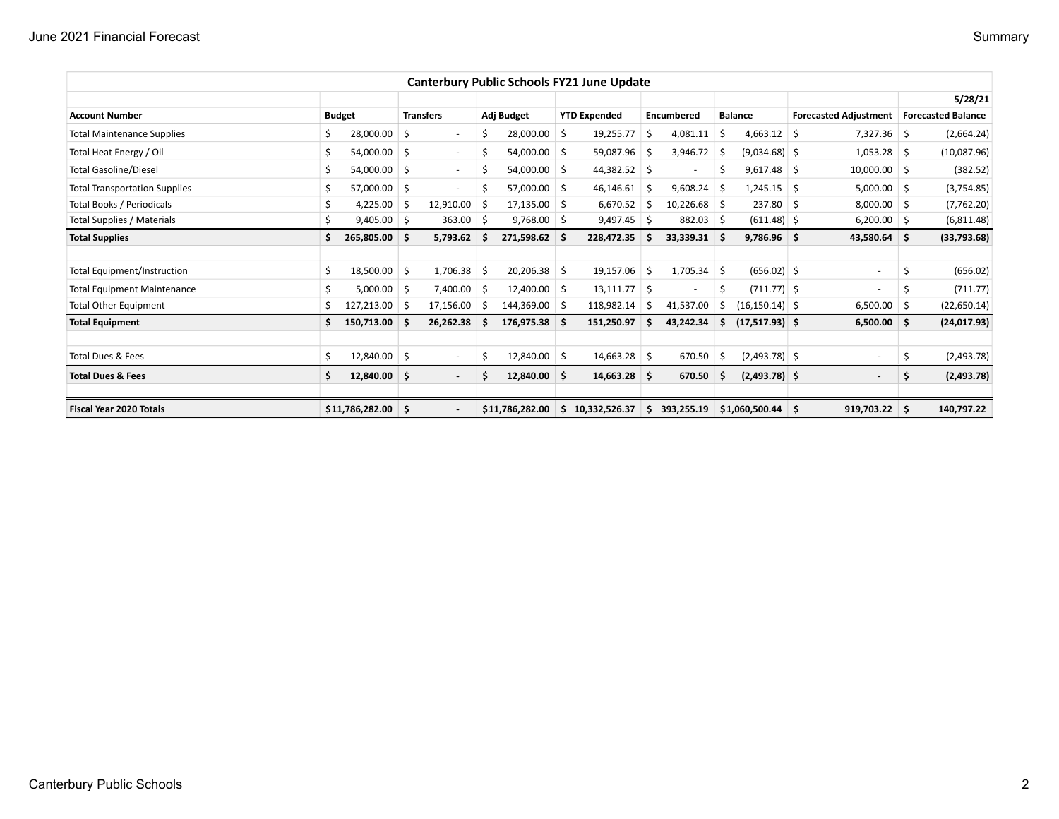| Canterbury Public Schools FY21 June Update | | | | | | | | |
|---|---|---|---|---|---|---|---|---|
| | | | | | | | | 5/28/21 |
| **Account Number** | **Budget** | **Transfers** | **Adj Budget** | **YTD Expended** | **Encumbered** | **Balance** | **Forecasted Adjustment** | **Forecasted Balance** |
| Total Maintenance Supplies | $ 28,000.00 | $ - | $ 28,000.00 | $ 19,255.77 | $ 4,081.11 | $ 4,663.12 | $ 7,327.36 | $ (2,664.24) |
| Total Heat Energy / Oil | $ 54,000.00 | $ - | $ 54,000.00 | $ 59,087.96 | $ 3,946.72 | $ (9,034.68) | $ 1,053.28 | $ (10,087.96) |
| Total Gasoline/Diesel | $ 54,000.00 | $ - | $ 54,000.00 | $ 44,382.52 | $ - | $ 9,617.48 | $ 10,000.00 | $ (382.52) |
| Total Transportation Supplies | $ 57,000.00 | $ - | $ 57,000.00 | $ 46,146.61 | $ 9,608.24 | $ 1,245.15 | $ 5,000.00 | $ (3,754.85) |
| Total Books / Periodicals | $ 4,225.00 | $ 12,910.00 | $ 17,135.00 | $ 6,670.52 | $ 10,226.68 | $ 237.80 | $ 8,000.00 | $ (7,762.20) |
| Total Supplies / Materials | $ 9,405.00 | $ 363.00 | $ 9,768.00 | $ 9,497.45 | $ 882.03 | $ (611.48) | $ 6,200.00 | $ (6,811.48) |
| **Total Supplies** | **$ 265,805.00** | **$ 5,793.62** | **$ 271,598.62** | **$ 228,472.35** | **$ 33,339.31** | **$ 9,786.96** | **$ 43,580.64** | **$ (33,793.68)** |
| | | | | | | | | |
| Total Equipment/Instruction | $ 18,500.00 | $ 1,706.38 | $ 20,206.38 | $ 19,157.06 | $ 1,705.34 | $ (656.02) | $ - | $ (656.02) |
| Total Equipment Maintenance | $ 5,000.00 | $ 7,400.00 | $ 12,400.00 | $ 13,111.77 | $ - | $ (711.77) | $ - | $ (711.77) |
| Total Other Equipment | $ 127,213.00 | $ 17,156.00 | $ 144,369.00 | $ 118,982.14 | $ 41,537.00 | $ (16,150.14) | $ 6,500.00 | $ (22,650.14) |
| **Total Equipment** | **$ 150,713.00** | **$ 26,262.38** | **$ 176,975.38** | **$ 151,250.97** | **$ 43,242.34** | **$ (17,517.93)** | **$ 6,500.00** | **$ (24,017.93)** |
| | | | | | | | | |
| Total Dues & Fees | $ 12,840.00 | $ - | $ 12,840.00 | $ 14,663.28 | $ 670.50 | $ (2,493.78) | $ - | $ (2,493.78) |
| **Total Dues & Fees** | **$ 12,840.00** | **$ -** | **$ 12,840.00** | **$ 14,663.28** | **$ 670.50** | **$ (2,493.78)** | **$ -** | **$ (2,493.78)** |
| | | | | | | | | |
| **Fiscal Year 2020 Totals** | **$11,786,282.00** | **$ -** | **$11,786,282.00** | **$ 10,332,526.37** | **$ 393,255.19** | **$1,060,500.44** | **$ 919,703.22** | **$ 140,797.22** |